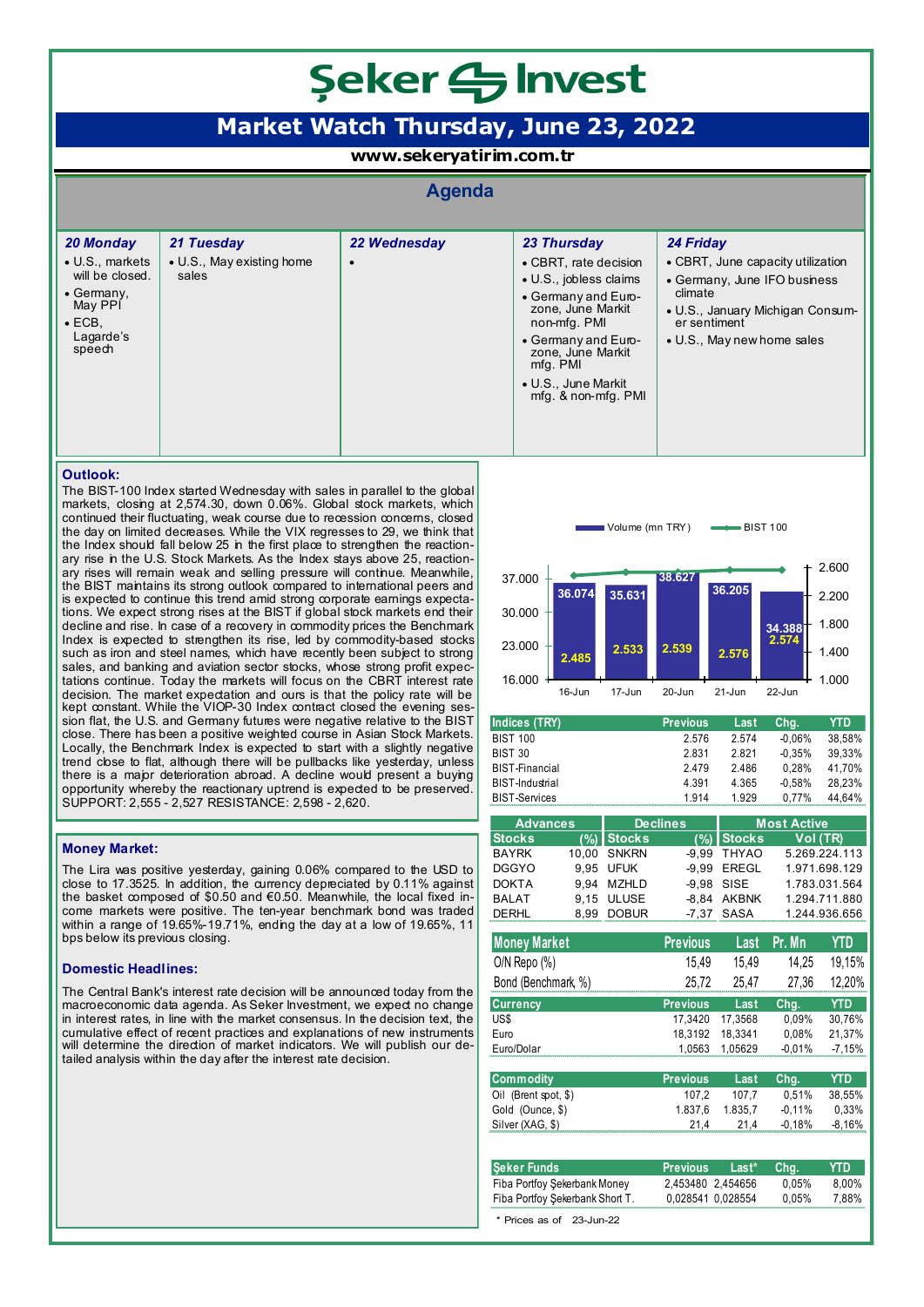# Şeker Invest

## Market Watch Thursday, June 23, 2022

www.sekeryatirim.com.tr

## Agenda

| 20 Monday | 21 Tuesday | 22 Wednesday | 23 Thursday | 24 Friday |
|---|---|---|---|---|
| • U.S., markets will be closed.<br>• Germany, May PPI<br>• ECB, Lagarde's speech | • U.S., May existing home sales | • | • CBRT, rate decision<br>• U.S., jobless claims<br>• Germany and Euro-zone, June Markit non-mfg. PMI<br>• Germany and Euro-zone, June Markit mfg. PMI<br>• U.S., June Markit mfg. & non-mfg. PMI | • CBRT, June capacity utilization<br>• Germany, June IFO business climate<br>• U.S., January Michigan Consumer sentiment<br>• U.S., May new home sales |

### Outlook:

The BIST-100 Index started Wednesday with sales in parallel to the global markets, closing at 2,574.30, down 0.06%. Global stock markets, which continued their fluctuating, weak course due to recession concerns, closed the day on limited decreases. While the VIX regresses to 29, we think that the Index should fall below 25 in the first place to strengthen the reactionary rise in the U.S. Stock Markets. As the Index stays above 25, reactionary rises will remain weak and selling pressure will continue. Meanwhile, the BIST maintains its strong outlook compared to international peers and is expected to continue this trend amid strong corporate earnings expectations. We expect strong rises at the BIST if global stock markets end their decline and rise. In case of a recovery in commodity prices the Benchmark Index is expected to strengthen its rise, led by commodity-based stocks such as iron and steel names, which have recently been subject to strong sales, and banking and aviation sector stocks, whose strong profit expectations continue. Today the markets will focus on the CBRT interest rate decision. The market expectation and ours is that the policy rate will be kept constant. While the VIOP-30 Index contract closed the evening session flat, the U.S. and Germany futures were negative relative to the BIST close. There has been a positive weighted course in Asian Stock Markets. Locally, the Benchmark Index is expected to start with a slightly negative trend close to flat, although there will be pullbacks like yesterday, unless there is a major deterioration abroad. A decline would present a buying opportunity whereby the reactionary uptrend is expected to be preserved. SUPPORT: 2,555 - 2,527 RESISTANCE: 2,598 - 2,620.

| | 16-Jun | 17-Jun | 20-Jun | 21-Jun | 22-Jun |
|---|---|---|---|---|---|
| Volume (mn TRY) | 36.074 | 35.631 | 38.627 | 36.205 | 34.388 |
| BIST 100 | 2.485 | 2.533 | 2.539 | 2.576 | 2.574 |

| Indices (TRY) | Previous | Last | Chg. | YTD |
|---|---|---|---|---|
| BIST 100 | 2.576 | 2.574 | -0,06% | 38,58% |
| BIST 30 | 2.831 | 2.821 | -0,35% | 39,33% |
| BIST-Financial | 2.479 | 2.486 | 0,28% | 41,70% |
| BIST-Industrial | 4.391 | 4.365 | -0,58% | 28,23% |
| BIST-Services | 1.914 | 1.929 | 0,77% | 44,64% |

| Advances | | Declines | | Most Active | |
|---|---|---|---|---|---|
| Stocks | (%) | Stocks | (%) | Stocks | Vol (TR) |
| BAYRK | 10,00 | SNKRN | -9,99 | THYAO | 5.269.224.113 |
| DGGYO | 9,95 | UFUK | -9,99 | EREGL | 1.971.698.129 |
| DOKTA | 9,94 | MZHLD | -9,98 | SISE | 1.783.031.564 |
| BALAT | 9,15 | ULUSE | -8,84 | AKBNK | 1.294.711.880 |
| DERHL | 8,99 | DOBUR | -7,37 | SASA | 1.244.936.656 |

### Money Market:

The Lira was positive yesterday, gaining 0.06% compared to the USD to close to 17.3525. In addition, the currency depreciated by 0.11% against the basket composed of $0.50 and €0.50. Meanwhile, the local fixed income markets were positive. The ten-year benchmark bond was traded within a range of 19.65%-19.71%, ending the day at a low of 19.65%, 11 bps below its previous closing.

### Domestic Headlines:

The Central Bank's interest rate decision will be announced today from the macroeconomic data agenda. As Seker Investment, we expect no change in interest rates, in line with the market consensus. In the decision text, the cumulative effect of recent practices and explanations of new instruments will determine the direction of market indicators. We will publish our detailed analysis within the day after the interest rate decision.

| Money Market | Previous | Last | Pr. Mn | YTD |
|---|---|---|---|---|
| O/N Repo (%) | 15,49 | 15,49 | 14,25 | 19,15% |
| Bond (Benchmark, %) | 25,72 | 25,47 | 27,36 | 12,20% |

| Currency | Previous | Last | Chg. | YTD |
|---|---|---|---|---|
| US$ | 17,3420 | 17,3568 | 0,09% | 30,76% |
| Euro | 18,3192 | 18,3341 | 0,08% | 21,37% |
| Euro/Dolar | 1,0563 | 1,05629 | -0,01% | -7,15% |

| Commodity | Previous | Last | Chg. | YTD |
|---|---|---|---|---|
| Oil (Brent spot, $) | 107,2 | 107,7 | 0,51% | 38,55% |
| Gold (Ounce, $) | 1.837,6 | 1.835,7 | -0,11% | 0,33% |
| Silver (XAG, $) | 21,4 | 21,4 | -0,18% | -8,16% |

| Şeker Funds | Previous | Last* | Chg. | YTD |
|---|---|---|---|---|
| Fiba Portfoy Şekerbank Money | 2,453480 | 2,454656 | 0,05% | 8,00% |
| Fiba Portfoy Şekerbank Short T. | 0,028541 | 0,028554 | 0,05% | 7,88% |

\* Prices as of 23-Jun-22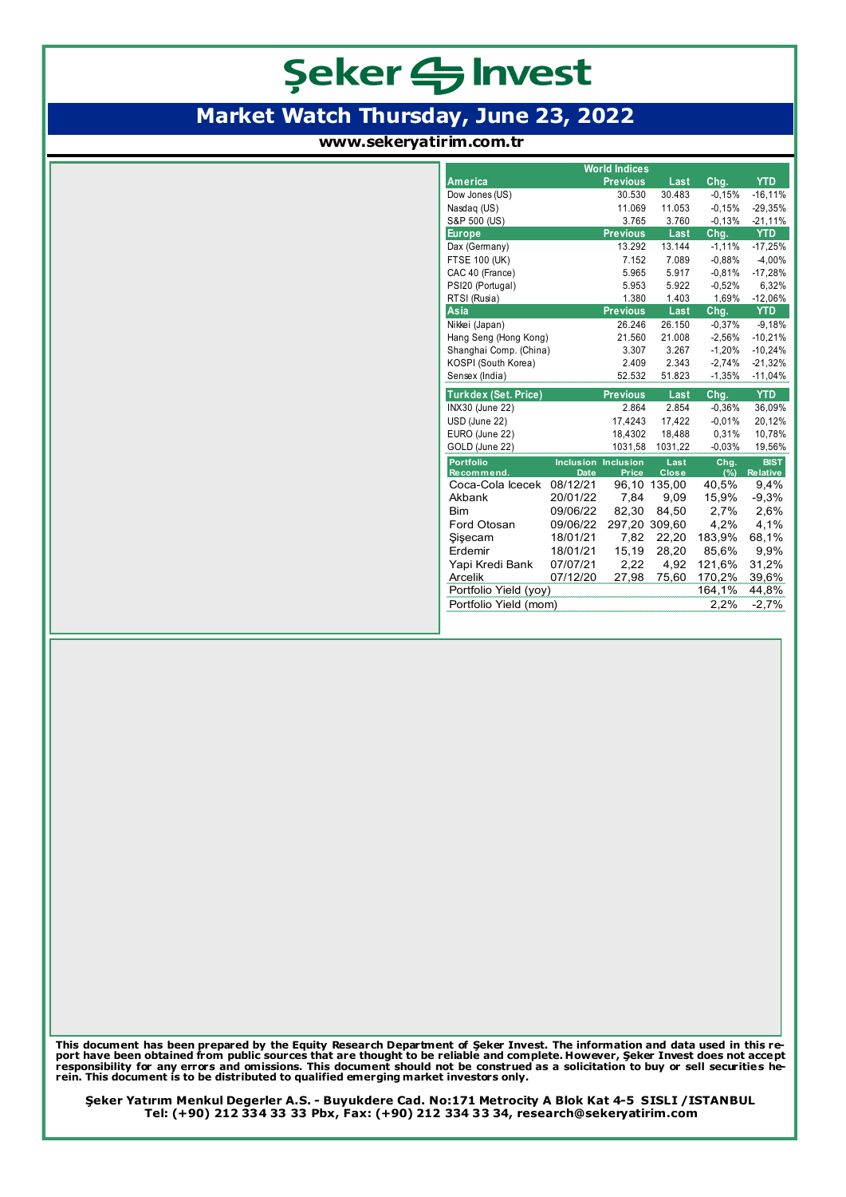# Şeker Invest

## Market Watch Thursday, June 23, 2022

**www.sekeryatirim.com.tr**

| World Indices | | | | |
|---|---|---|---|---|
| **America** | **Previous** | **Last** | **Chg.** | **YTD** |
| Dow Jones (US) | 30.530 | 30.483 | -0,15% | -16,11% |
| Nasdaq (US) | 11.069 | 11.053 | -0,15% | -29,35% |
| S&P 500 (US) | 3.765 | 3.760 | -0,13% | -21,11% |
| **Europe** | **Previous** | **Last** | **Chg.** | **YTD** |
| Dax (Germany) | 13.292 | 13.144 | -1,11% | -17,25% |
| FTSE 100 (UK) | 7.152 | 7.089 | -0,88% | -4,00% |
| CAC 40 (France) | 5.965 | 5.917 | -0,81% | -17,28% |
| PSI20 (Portugal) | 5.953 | 5.922 | -0,52% | 6,32% |
| RTSI (Rusia) | 1.380 | 1.403 | 1,69% | -12,06% |
| **Asia** | **Previous** | **Last** | **Chg.** | **YTD** |
| Nikkei (Japan) | 26.246 | 26.150 | -0,37% | -9,18% |
| Hang Seng (Hong Kong) | 21.560 | 21.008 | -2,56% | -10,21% |
| Shanghai Comp. (China) | 3.307 | 3.267 | -1,20% | -10,24% |
| KOSPI (South Korea) | 2.409 | 2.343 | -2,74% | -21,32% |
| Sensex (India) | 52.532 | 51.823 | -1,35% | -11,04% |

| Turkdex (Set. Price) | Previous | Last | Chg. | YTD |
|---|---|---|---|---|
| INX30 (June 22) | 2.864 | 2.854 | -0,36% | 36,09% |
| USD (June 22) | 17,4243 | 17,422 | -0,01% | 20,12% |
| EURO (June 22) | 18,4302 | 18,488 | 0,31% | 10,78% |
| GOLD (June 22) | 1031,58 | 1031,22 | -0,03% | 19,56% |

| Portfolio Recommend. | Inclusion Date | Inclusion Price | Last Close | Chg. (%) | BIST Relative |
|---|---|---|---|---|---|
| Coca-Cola Icecek | 08/12/21 | 96,10 | 135,00 | 40,5% | 9,4% |
| Akbank | 20/01/22 | 7,84 | 9,09 | 15,9% | -9,3% |
| Bim | 09/06/22 | 82,30 | 84,50 | 2,7% | 2,6% |
| Ford Otosan | 09/06/22 | 297,20 | 309,60 | 4,2% | 4,1% |
| Şişecam | 18/01/21 | 7,82 | 22,20 | 183,9% | 68,1% |
| Erdemir | 18/01/21 | 15,19 | 28,20 | 85,6% | 9,9% |
| Yapi Kredi Bank | 07/07/21 | 2,22 | 4,92 | 121,6% | 31,2% |
| Arcelik | 07/12/20 | 27,98 | 75,60 | 170,2% | 39,6% |
| Portfolio Yield (yoy) | | | | 164,1% | 44,8% |
| Portfolio Yield (mom) | | | | 2,2% | -2,7% |

**This document has been prepared by the Equity Research Department of Şeker Invest. The information and data used in this report have been obtained from public sources that are thought to be reliable and complete. However, Şeker Invest does not accept responsibility for any errors and omissions. This document should not be construed as a solicitation to buy or sell securities herein. This document is to be distributed to qualified emerging market investors only.**

**Şeker Yatırım Menkul Degerler A.S. - Buyukdere Cad. No:171 Metrocity A Blok Kat 4-5 SISLI /ISTANBUL**
**Tel: (+90) 212 334 33 33 Pbx, Fax: (+90) 212 334 33 34, research@sekeryatirim.com**